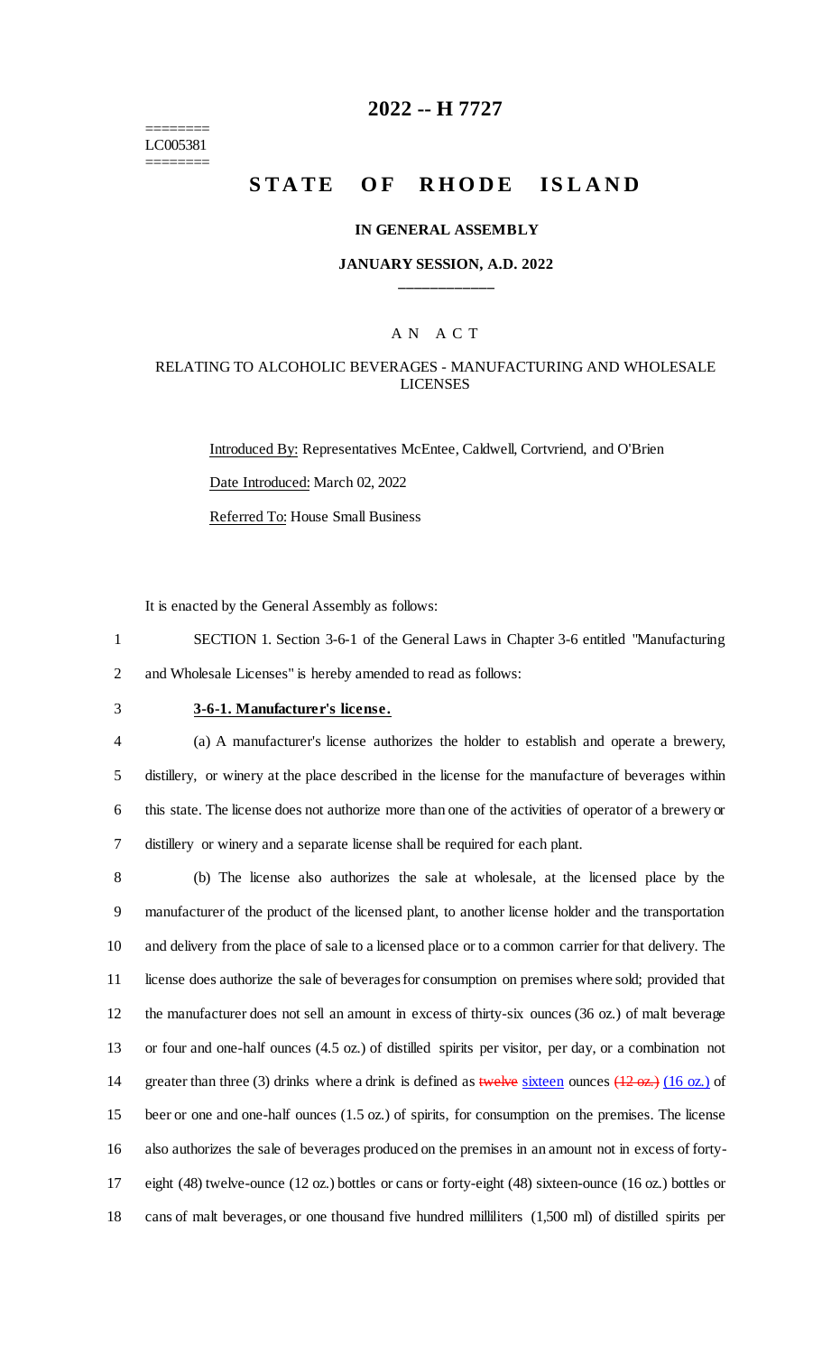========
LC005381
========

# 2022 -- H 7727

# STATE OF RHODE ISLAND

### IN GENERAL ASSEMBLY

### JANUARY SESSION, A.D. 2022

## AN ACT

### RELATING TO ALCOHOLIC BEVERAGES - MANUFACTURING AND WHOLESALE LICENSES

Introduced By: Representatives McEntee, Caldwell, Cortvriend, and O'Brien

Date Introduced: March 02, 2022

Referred To: House Small Business

It is enacted by the General Assembly as follows:

1 SECTION 1. Section 3-6-1 of the General Laws in Chapter 3-6 entitled "Manufacturing
2 and Wholesale Licenses" is hereby amended to read as follows:

3 **3-6-1. Manufacturer's license.**

4 (a) A manufacturer's license authorizes the holder to establish and operate a brewery,
5 distillery, or winery at the place described in the license for the manufacture of beverages within
6 this state. The license does not authorize more than one of the activities of operator of a brewery or
7 distillery or winery and a separate license shall be required for each plant.

8 (b) The license also authorizes the sale at wholesale, at the licensed place by the
9 manufacturer of the product of the licensed plant, to another license holder and the transportation
10 and delivery from the place of sale to a licensed place or to a common carrier for that delivery. The
11 license does authorize the sale of beverages for consumption on premises where sold; provided that
12 the manufacturer does not sell an amount in excess of thirty-six ounces (36 oz.) of malt beverage
13 or four and one-half ounces (4.5 oz.) of distilled spirits per visitor, per day, or a combination not
14 greater than three (3) drinks where a drink is defined as ~~twelve~~ sixteen ounces ~~(12 oz.)~~ (16 oz.) of
15 beer or one and one-half ounces (1.5 oz.) of spirits, for consumption on the premises. The license
16 also authorizes the sale of beverages produced on the premises in an amount not in excess of forty-
17 eight (48) twelve-ounce (12 oz.) bottles or cans or forty-eight (48) sixteen-ounce (16 oz.) bottles or
18 cans of malt beverages, or one thousand five hundred milliliters (1,500 ml) of distilled spirits per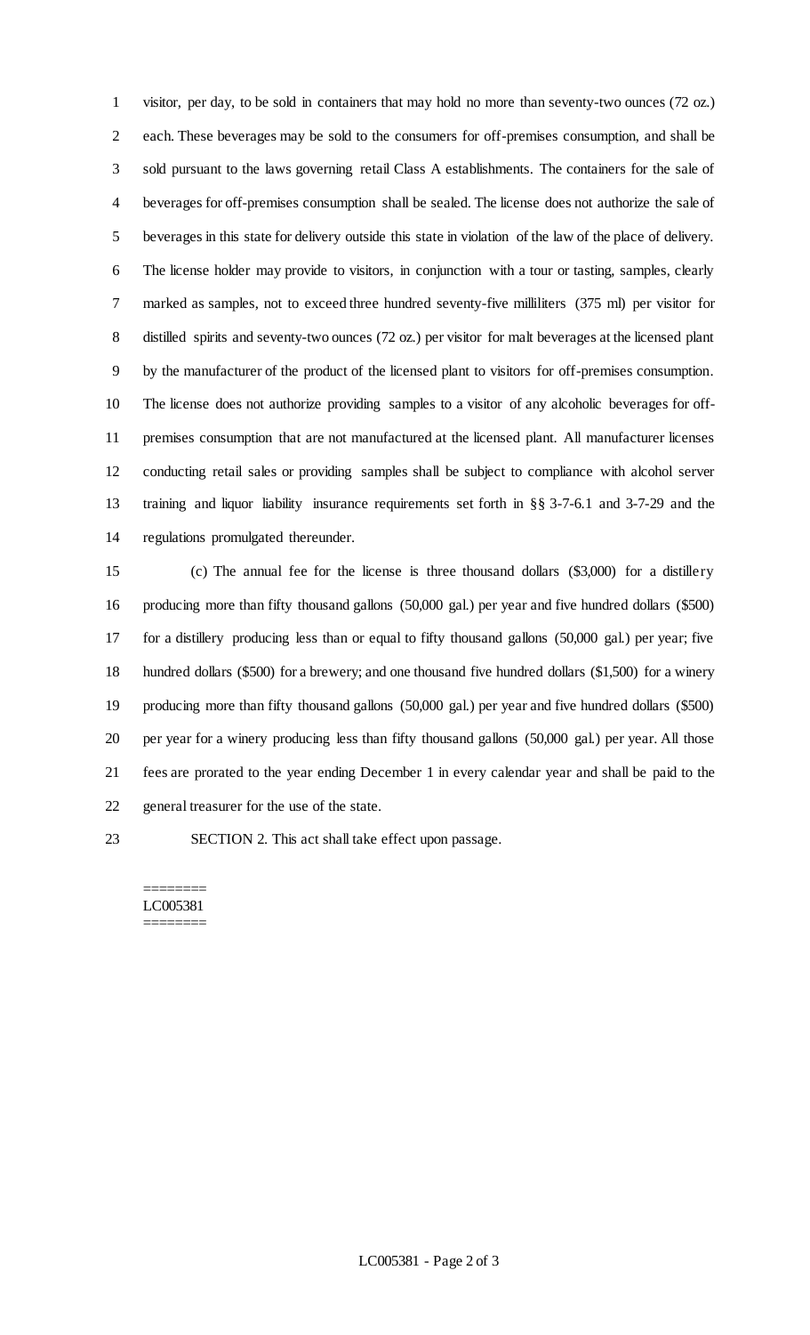visitor, per day, to be sold in containers that may hold no more than seventy-two ounces (72 oz.) each. These beverages may be sold to the consumers for off-premises consumption, and shall be sold pursuant to the laws governing retail Class A establishments. The containers for the sale of beverages for off-premises consumption shall be sealed. The license does not authorize the sale of beverages in this state for delivery outside this state in violation of the law of the place of delivery. The license holder may provide to visitors, in conjunction with a tour or tasting, samples, clearly marked as samples, not to exceed three hundred seventy-five milliliters (375 ml) per visitor for distilled spirits and seventy-two ounces (72 oz.) per visitor for malt beverages at the licensed plant by the manufacturer of the product of the licensed plant to visitors for off-premises consumption. The license does not authorize providing samples to a visitor of any alcoholic beverages for off-premises consumption that are not manufactured at the licensed plant. All manufacturer licenses conducting retail sales or providing samples shall be subject to compliance with alcohol server training and liquor liability insurance requirements set forth in §§ 3-7-6.1 and 3-7-29 and the regulations promulgated thereunder.

(c) The annual fee for the license is three thousand dollars ($3,000) for a distillery producing more than fifty thousand gallons (50,000 gal.) per year and five hundred dollars ($500) for a distillery producing less than or equal to fifty thousand gallons (50,000 gal.) per year; five hundred dollars ($500) for a brewery; and one thousand five hundred dollars ($1,500) for a winery producing more than fifty thousand gallons (50,000 gal.) per year and five hundred dollars ($500) per year for a winery producing less than fifty thousand gallons (50,000 gal.) per year. All those fees are prorated to the year ending December 1 in every calendar year and shall be paid to the general treasurer for the use of the state.

SECTION 2. This act shall take effect upon passage.

========
LC005381
========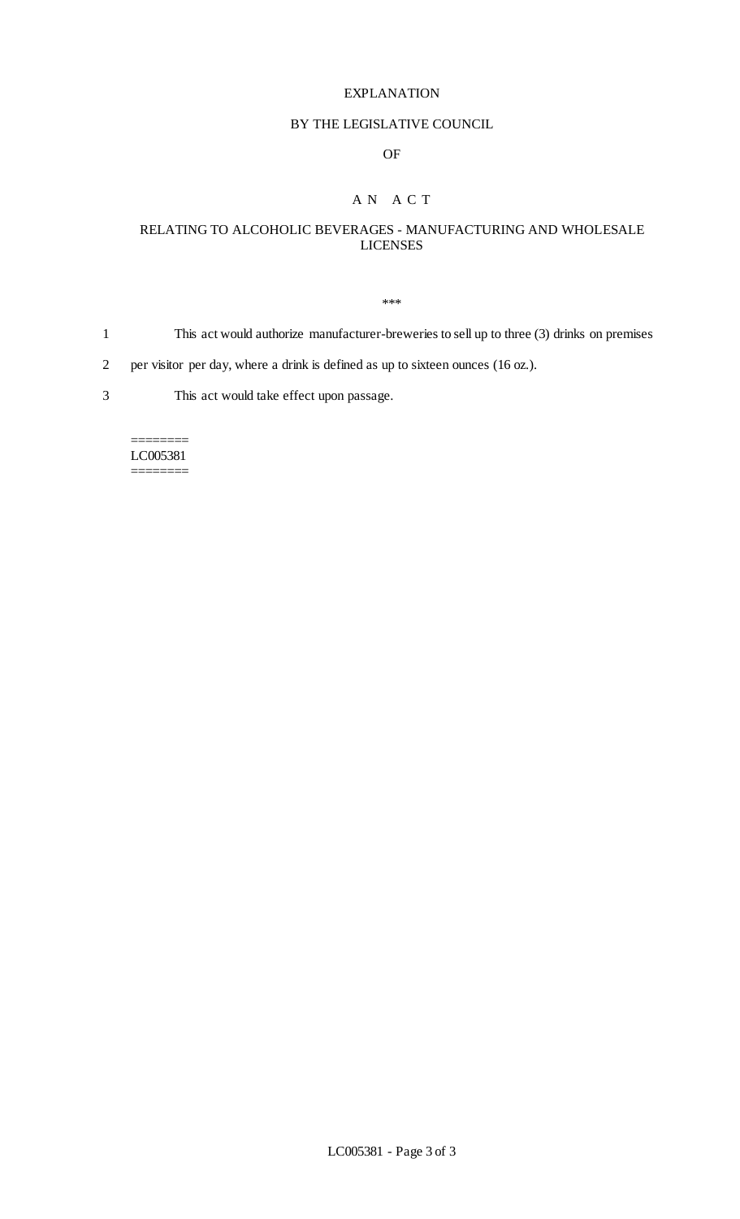EXPLANATION

BY THE LEGISLATIVE COUNCIL

OF

A N A C T

RELATING TO ALCOHOLIC BEVERAGES - MANUFACTURING AND WHOLESALE LICENSES

\*\*\*

1 This act would authorize manufacturer-breweries to sell up to three (3) drinks on premises

2 per visitor per day, where a drink is defined as up to sixteen ounces (16 oz.).

3 This act would take effect upon passage.

========
LC005381
========